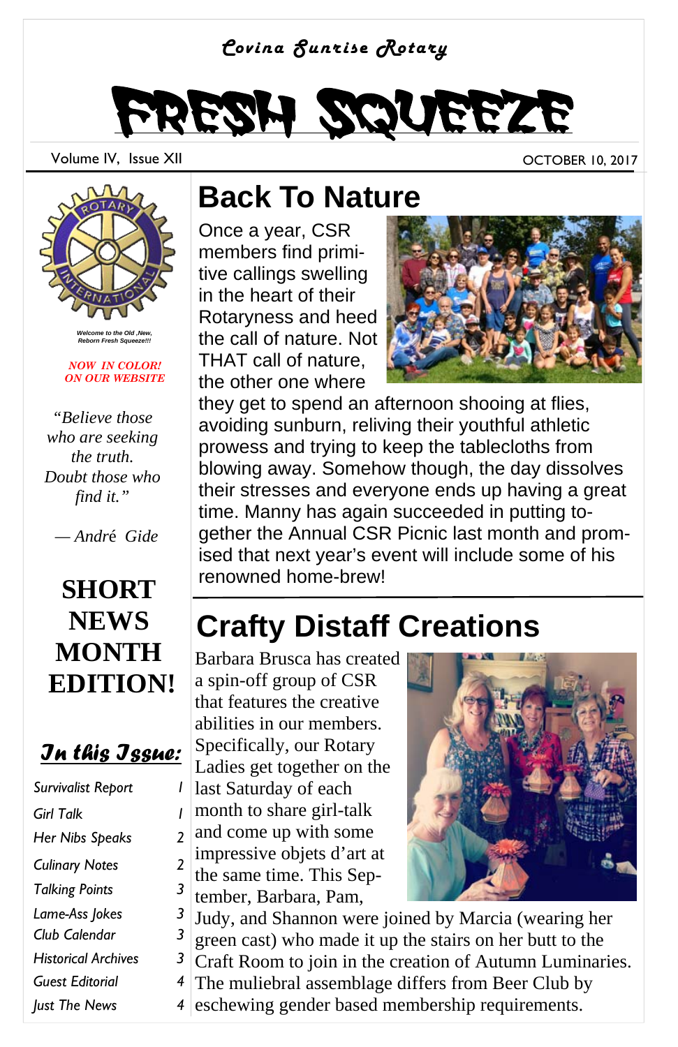*Covina Sunrise Rotary*

# FRESH SQUEEZE

Volume IV, Issue XII

OCTOBER 10, 2017

*Welcome to the Old ,New, Reborn Fresh Squeeze!!!*

***NOW IN COLOR! ON OUR WEBSITE***

*"Believe those who are seeking the truth. Doubt those who find it."*

*— André Gide*

**SHORT NEWS MONTH EDITION!**

## *In this Issue:*

| | |
|---|---|
| *Survivalist Report* | *1* |
| *Girl Talk* | *1* |
| *Her Nibs Speaks* | *2* |
| *Culinary Notes* | *2* |
| *Talking Points* | *3* |
| *Lame-Ass Jokes* | *3* |
| *Club Calendar* | *3* |
| *Historical Archives* | *3* |
| *Guest Editorial* | *4* |
| *Just The News* | *4* |

## Back To Nature

Once a year, CSR members find primitive callings swelling in the heart of their Rotaryness and heed the call of nature. Not THAT call of nature, the other one where they get to spend an afternoon shooing at flies, avoiding sunburn, reliving their youthful athletic prowess and trying to keep the tablecloths from blowing away. Somehow though, the day dissolves their stresses and everyone ends up having a great time. Manny has again succeeded in putting together the Annual CSR Picnic last month and promised that next year's event will include some of his renowned home-brew!

## Crafty Distaff Creations

Barbara Brusca has created a spin-off group of CSR that features the creative abilities in our members. Specifically, our Rotary Ladies get together on the last Saturday of each month to share girl-talk and come up with some impressive objets d'art at the same time. This September, Barbara, Pam, Judy, and Shannon were joined by Marcia (wearing her green cast) who made it up the stairs on her butt to the Craft Room to join in the creation of Autumn Luminaries. The muliebral assemblage differs from Beer Club by eschewing gender based membership requirements.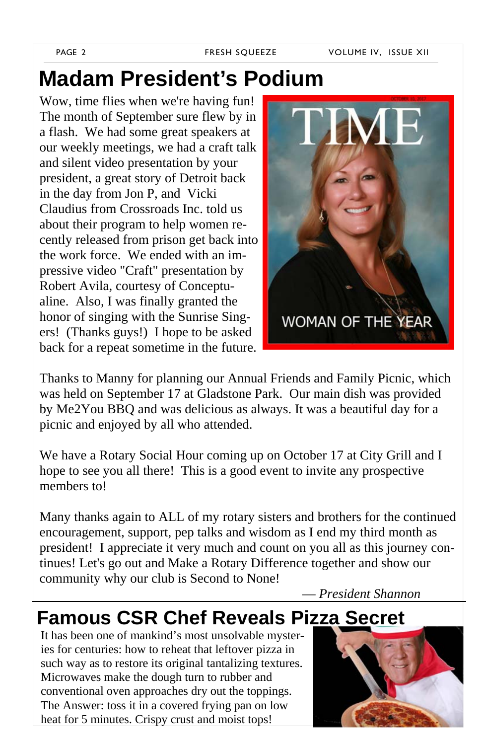# Madam President's Podium

Wow, time flies when we're having fun! The month of September sure flew by in a flash. We had some great speakers at our weekly meetings, we had a craft talk and silent video presentation by your president, a great story of Detroit back in the day from Jon P, and Vicki Claudius from Crossroads Inc. told us about their program to help women recently released from prison get back into the work force. We ended with an impressive video "Craft" presentation by Robert Avila, courtesy of Conceptualine. Also, I was finally granted the honor of singing with the Sunrise Singers! (Thanks guys!) I hope to be asked back for a repeat sometime in the future.

Thanks to Manny for planning our Annual Friends and Family Picnic, which was held on September 17 at Gladstone Park. Our main dish was provided by Me2You BBQ and was delicious as always. It was a beautiful day for a picnic and enjoyed by all who attended.

We have a Rotary Social Hour coming up on October 17 at City Grill and I hope to see you all there! This is a good event to invite any prospective members to!

Many thanks again to ALL of my rotary sisters and brothers for the continued encouragement, support, pep talks and wisdom as I end my third month as president! I appreciate it very much and count on you all as this journey continues! Let's go out and Make a Rotary Difference together and show our community why our club is Second to None!

*— President Shannon*

# Famous CSR Chef Reveals Pizza Secret

It has been one of mankind's most unsolvable mysteries for centuries: how to reheat that leftover pizza in such way as to restore its original tantalizing textures. Microwaves make the dough turn to rubber and conventional oven approaches dry out the toppings. The Answer: toss it in a covered frying pan on low heat for 5 minutes. Crispy crust and moist tops!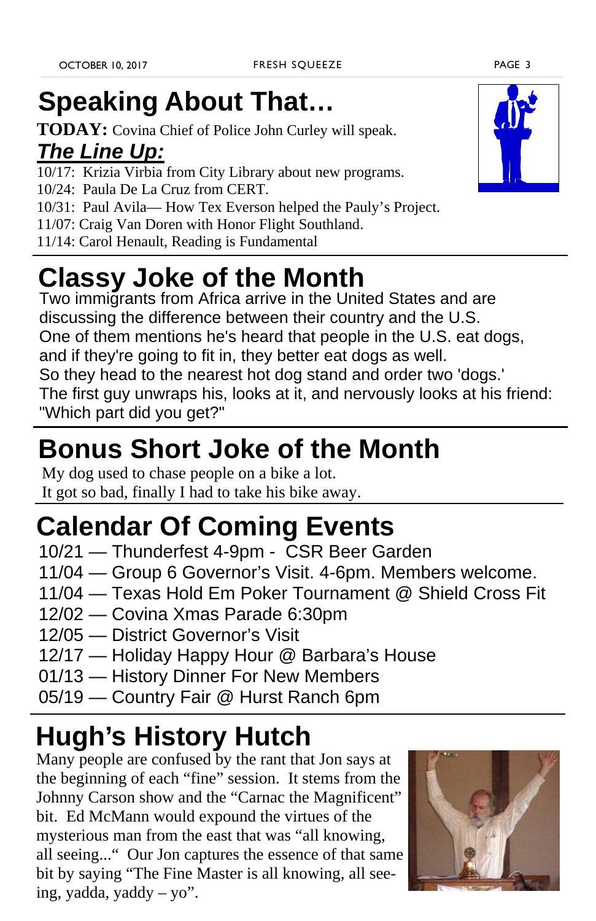# Speaking About That…

**TODAY:** Covina Chief of Police John Curley will speak.

***The Line Up:***

10/17: Krizia Virbia from City Library about new programs.
10/24: Paula De La Cruz from CERT.
10/31: Paul Avila— How Tex Everson helped the Pauly's Project.
11/07: Craig Van Doren with Honor Flight Southland.
11/14: Carol Henault, Reading is Fundamental

# Classy Joke of the Month

Two immigrants from Africa arrive in the United States and are discussing the difference between their country and the U.S.
One of them mentions he's heard that people in the U.S. eat dogs, and if they're going to fit in, they better eat dogs as well.
So they head to the nearest hot dog stand and order two 'dogs.'
The first guy unwraps his, looks at it, and nervously looks at his friend: "Which part did you get?"

# Bonus Short Joke of the Month

My dog used to chase people on a bike a lot.
It got so bad, finally I had to take his bike away.

# Calendar Of Coming Events

10/21 — Thunderfest 4-9pm - CSR Beer Garden
11/04 — Group 6 Governor's Visit. 4-6pm. Members welcome.
11/04 — Texas Hold Em Poker Tournament @ Shield Cross Fit
12/02 — Covina Xmas Parade 6:30pm
12/05 — District Governor's Visit
12/17 — Holiday Happy Hour @ Barbara's House
01/13 — History Dinner For New Members
05/19 — Country Fair @ Hurst Ranch 6pm

# Hugh's History Hutch

Many people are confused by the rant that Jon says at the beginning of each "fine" session. It stems from the Johnny Carson show and the "Carnac the Magnificent" bit. Ed McMann would expound the virtues of the mysterious man from the east that was "all knowing, all seeing..." Our Jon captures the essence of that same bit by saying "The Fine Master is all knowing, all seeing, yadda, yaddy – yo".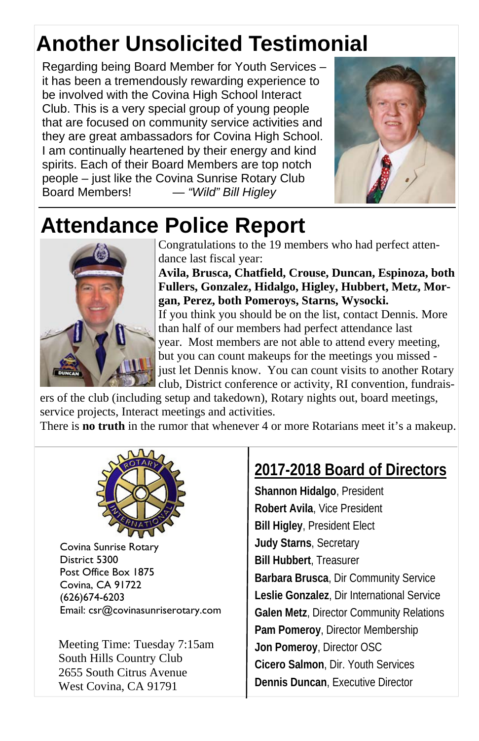# Another Unsolicited Testimonial

Regarding being Board Member for Youth Services – it has been a tremendously rewarding experience to be involved with the Covina High School Interact Club. This is a very special group of young people that are focused on community service activities and they are great ambassadors for Covina High School. I am continually heartened by their energy and kind spirits. Each of their Board Members are top notch people – just like the Covina Sunrise Rotary Club Board Members! — *"Wild" Bill Higley*

# Attendance Police Report

Congratulations to the 19 members who had perfect attendance last fiscal year:

**Avila, Brusca, Chatfield, Crouse, Duncan, Espinoza, both Fullers, Gonzalez, Hidalgo, Higley, Hubbert, Metz, Morgan, Perez, both Pomeroys, Starns, Wysocki.**

If you think you should be on the list, contact Dennis. More than half of our members had perfect attendance last year. Most members are not able to attend every meeting, but you can count makeups for the meetings you missed - just let Dennis know. You can count visits to another Rotary club, District conference or activity, RI convention, fundraisers of the club (including setup and takedown), Rotary nights out, board meetings, service projects, Interact meetings and activities.

There is **no truth** in the rumor that whenever 4 or more Rotarians meet it's a makeup.

Covina Sunrise Rotary
District 5300
Post Office Box 1875
Covina, CA 91722
(626)674-6203
Email: csr@covinasunriserotary.com

Meeting Time: Tuesday 7:15am
South Hills Country Club
2655 South Citrus Avenue
West Covina, CA 91791

## 2017-2018 Board of Directors

**Shannon Hidalgo**, President
**Robert Avila**, Vice President
**Bill Higley**, President Elect
**Judy Starns**, Secretary
**Bill Hubbert**, Treasurer
**Barbara Brusca**, Dir Community Service
**Leslie Gonzalez**, Dir International Service
**Galen Metz**, Director Community Relations
**Pam Pomeroy**, Director Membership
**Jon Pomeroy**, Director OSC
**Cicero Salmon**, Dir. Youth Services
**Dennis Duncan**, Executive Director